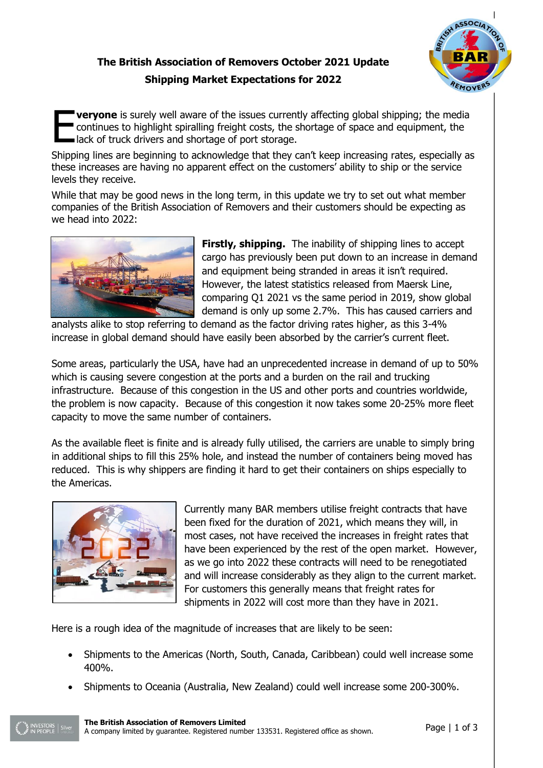# The British Association of Removers October 2021 Update

## Shipping Market Expectations for 2022

**Everyone** is surely well aware of the issues currently affecting global shipping; the media continues to highlight spiralling freight costs, the shortage of space and equipment, the lack of truck drivers and shortage of port storage.

Shipping lines are beginning to acknowledge that they can't keep increasing rates, especially as these increases are having no apparent effect on the customers' ability to ship or the service levels they receive.

While that may be good news in the long term, in this update we try to set out what member companies of the British Association of Removers and their customers should be expecting as we head into 2022:

**Firstly, shipping.** The inability of shipping lines to accept cargo has previously been put down to an increase in demand and equipment being stranded in areas it isn't required. However, the latest statistics released from Maersk Line, comparing Q1 2021 vs the same period in 2019, show global demand is only up some 2.7%. This has caused carriers and analysts alike to stop referring to demand as the factor driving rates higher, as this 3-4% increase in global demand should have easily been absorbed by the carrier's current fleet.

Some areas, particularly the USA, have had an unprecedented increase in demand of up to 50% which is causing severe congestion at the ports and a burden on the rail and trucking infrastructure. Because of this congestion in the US and other ports and countries worldwide, the problem is now capacity. Because of this congestion it now takes some 20-25% more fleet capacity to move the same number of containers.

As the available fleet is finite and is already fully utilised, the carriers are unable to simply bring in additional ships to fill this 25% hole, and instead the number of containers being moved has reduced. This is why shippers are finding it hard to get their containers on ships especially to the Americas.

Currently many BAR members utilise freight contracts that have been fixed for the duration of 2021, which means they will, in most cases, not have received the increases in freight rates that have been experienced by the rest of the open market. However, as we go into 2022 these contracts will need to be renegotiated and will increase considerably as they align to the current market. For customers this generally means that freight rates for shipments in 2022 will cost more than they have in 2021.

Here is a rough idea of the magnitude of increases that are likely to be seen:

- Shipments to the Americas (North, South, Canada, Caribbean) could well increase some 400%.
- Shipments to Oceania (Australia, New Zealand) could well increase some 200-300%.

**The British Association of Removers Limited**
A company limited by guarantee. Registered number 133531. Registered office as shown.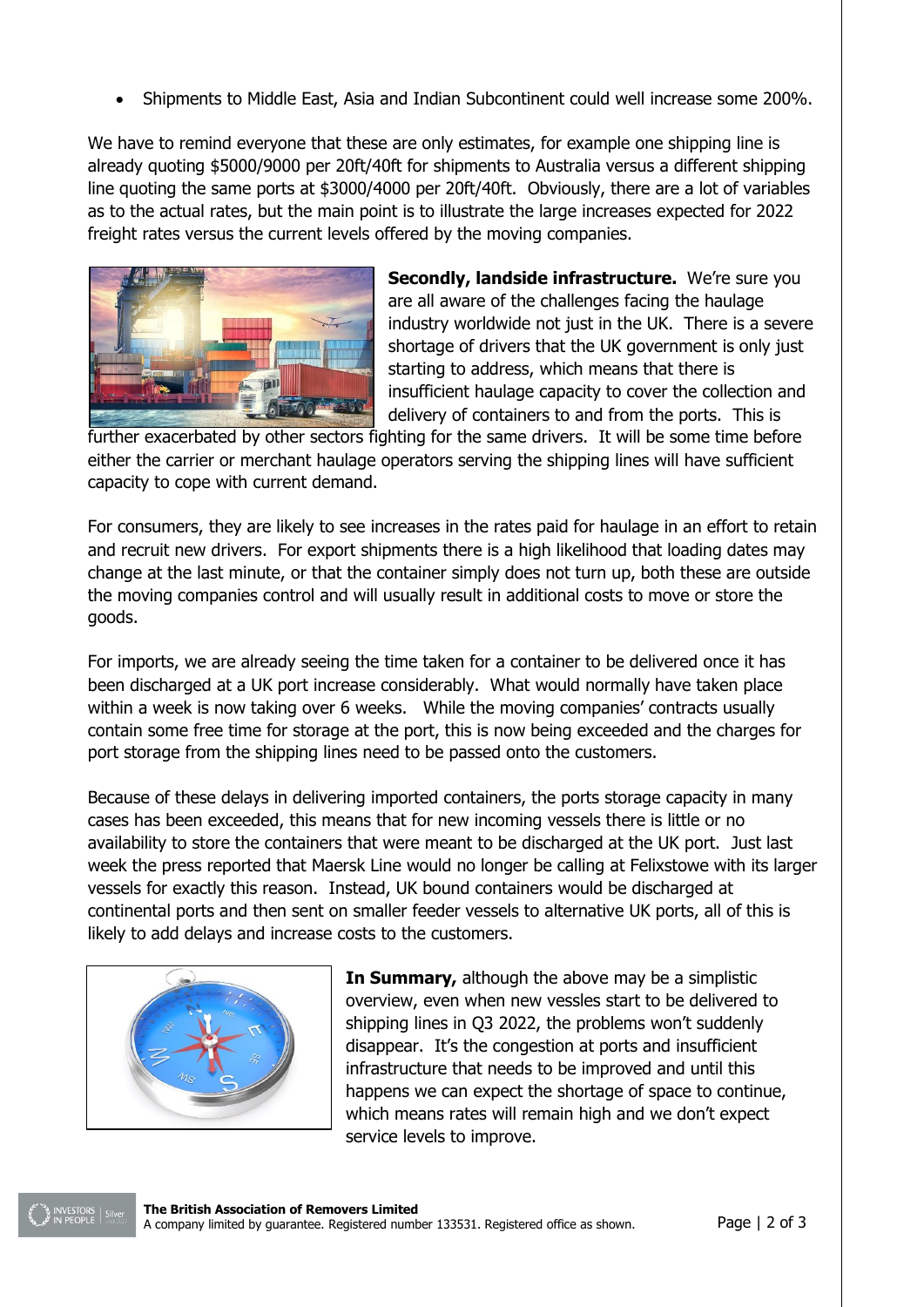- Shipments to Middle East, Asia and Indian Subcontinent could well increase some 200%.

We have to remind everyone that these are only estimates, for example one shipping line is already quoting $5000/9000 per 20ft/40ft for shipments to Australia versus a different shipping line quoting the same ports at $3000/4000 per 20ft/40ft. Obviously, there are a lot of variables as to the actual rates, but the main point is to illustrate the large increases expected for 2022 freight rates versus the current levels offered by the moving companies.

**Secondly, landside infrastructure.** We're sure you are all aware of the challenges facing the haulage industry worldwide not just in the UK. There is a severe shortage of drivers that the UK government is only just starting to address, which means that there is insufficient haulage capacity to cover the collection and delivery of containers to and from the ports. This is further exacerbated by other sectors fighting for the same drivers. It will be some time before either the carrier or merchant haulage operators serving the shipping lines will have sufficient capacity to cope with current demand.

For consumers, they are likely to see increases in the rates paid for haulage in an effort to retain and recruit new drivers. For export shipments there is a high likelihood that loading dates may change at the last minute, or that the container simply does not turn up, both these are outside the moving companies control and will usually result in additional costs to move or store the goods.

For imports, we are already seeing the time taken for a container to be delivered once it has been discharged at a UK port increase considerably. What would normally have taken place within a week is now taking over 6 weeks. While the moving companies' contracts usually contain some free time for storage at the port, this is now being exceeded and the charges for port storage from the shipping lines need to be passed onto the customers.

Because of these delays in delivering imported containers, the ports storage capacity in many cases has been exceeded, this means that for new incoming vessels there is little or no availability to store the containers that were meant to be discharged at the UK port. Just last week the press reported that Maersk Line would no longer be calling at Felixstowe with its larger vessels for exactly this reason. Instead, UK bound containers would be discharged at continental ports and then sent on smaller feeder vessels to alternative UK ports, all of this is likely to add delays and increase costs to the customers.

**In Summary,** although the above may be a simplistic overview, even when new vessels start to be delivered to shipping lines in Q3 2022, the problems won't suddenly disappear. It's the congestion at ports and insufficient infrastructure that needs to be improved and until this happens we can expect the shortage of space to continue, which means rates will remain high and we don't expect service levels to improve.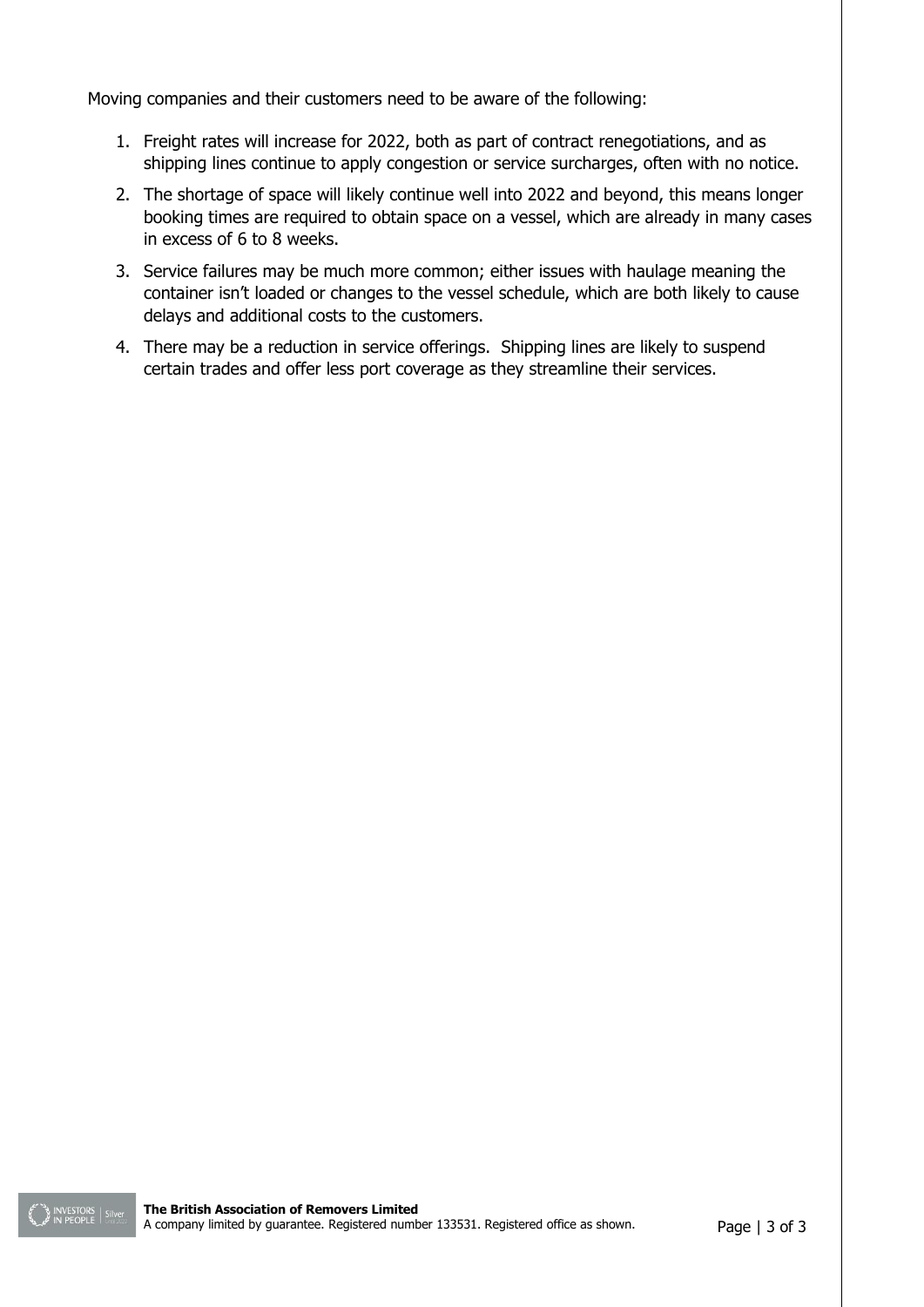Moving companies and their customers need to be aware of the following:

1. Freight rates will increase for 2022, both as part of contract renegotiations, and as shipping lines continue to apply congestion or service surcharges, often with no notice.
2. The shortage of space will likely continue well into 2022 and beyond, this means longer booking times are required to obtain space on a vessel, which are already in many cases in excess of 6 to 8 weeks.
3. Service failures may be much more common; either issues with haulage meaning the container isn't loaded or changes to the vessel schedule, which are both likely to cause delays and additional costs to the customers.
4. There may be a reduction in service offerings. Shipping lines are likely to suspend certain trades and offer less port coverage as they streamline their services.